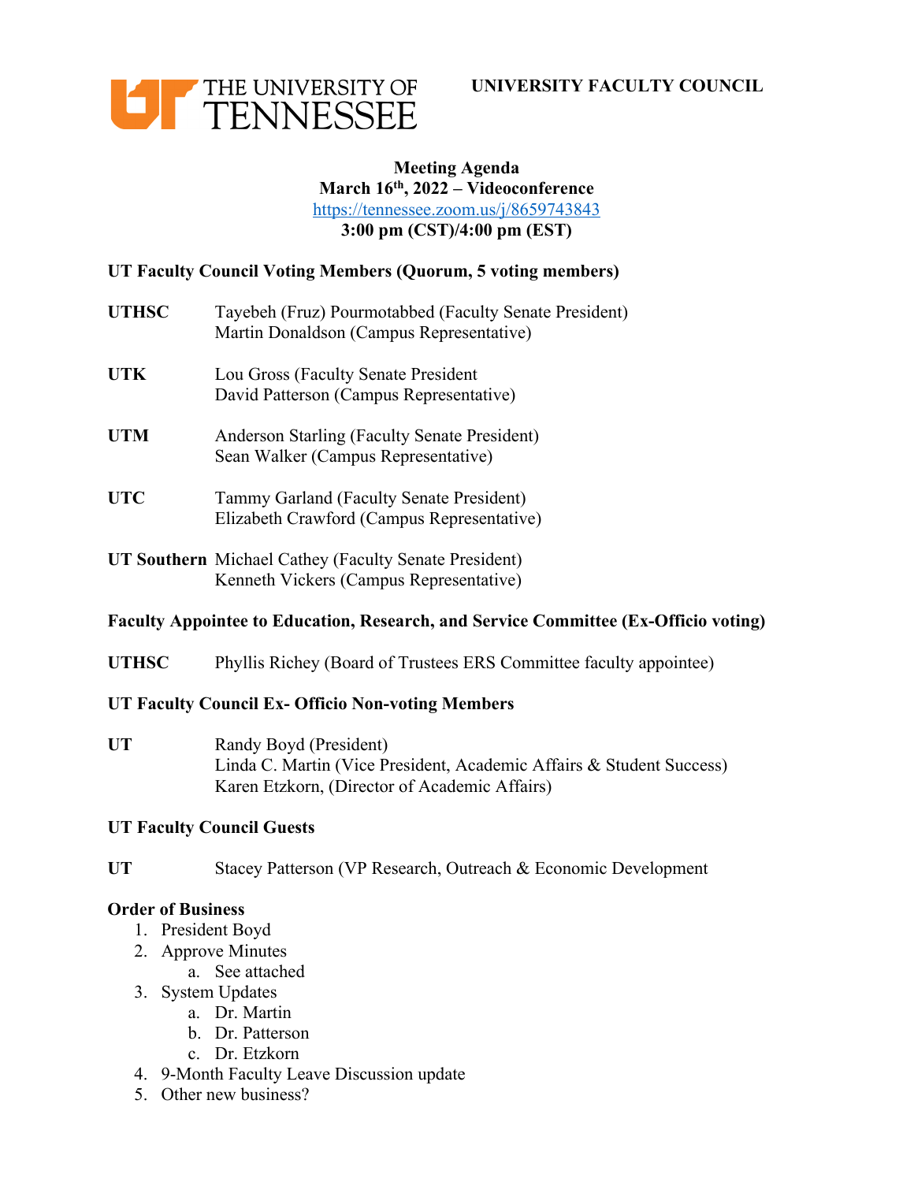THE UNIVERSITY OF TENNESSEE

**UNIVERSITY FACULTY COUNCIL**

**Meeting Agenda**
**March 16th, 2022 – Videoconference**
https://tennessee.zoom.us/j/8659743843
**3:00 pm (CST)/4:00 pm (EST)**

**UT Faculty Council Voting Members (Quorum, 5 voting members)**

**UTHSC** Tayebeh (Fruz) Pourmotabbed (Faculty Senate President)
Martin Donaldson (Campus Representative)

**UTK** Lou Gross (Faculty Senate President
David Patterson (Campus Representative)

**UTM** Anderson Starling (Faculty Senate President)
Sean Walker (Campus Representative)

**UTC** Tammy Garland (Faculty Senate President)
Elizabeth Crawford (Campus Representative)

**UT Southern** Michael Cathey (Faculty Senate President)
Kenneth Vickers (Campus Representative)

**Faculty Appointee to Education, Research, and Service Committee (Ex-Officio voting)**

**UTHSC** Phyllis Richey (Board of Trustees ERS Committee faculty appointee)

**UT Faculty Council Ex- Officio Non-voting Members**

**UT** Randy Boyd (President)
Linda C. Martin (Vice President, Academic Affairs & Student Success)
Karen Etzkorn, (Director of Academic Affairs)

**UT Faculty Council Guests**

**UT** Stacey Patterson (VP Research, Outreach & Economic Development

**Order of Business**

1. President Boyd
2. Approve Minutes
   a. See attached
3. System Updates
   a. Dr. Martin
   b. Dr. Patterson
   c. Dr. Etzkorn
4. 9-Month Faculty Leave Discussion update
5. Other new business?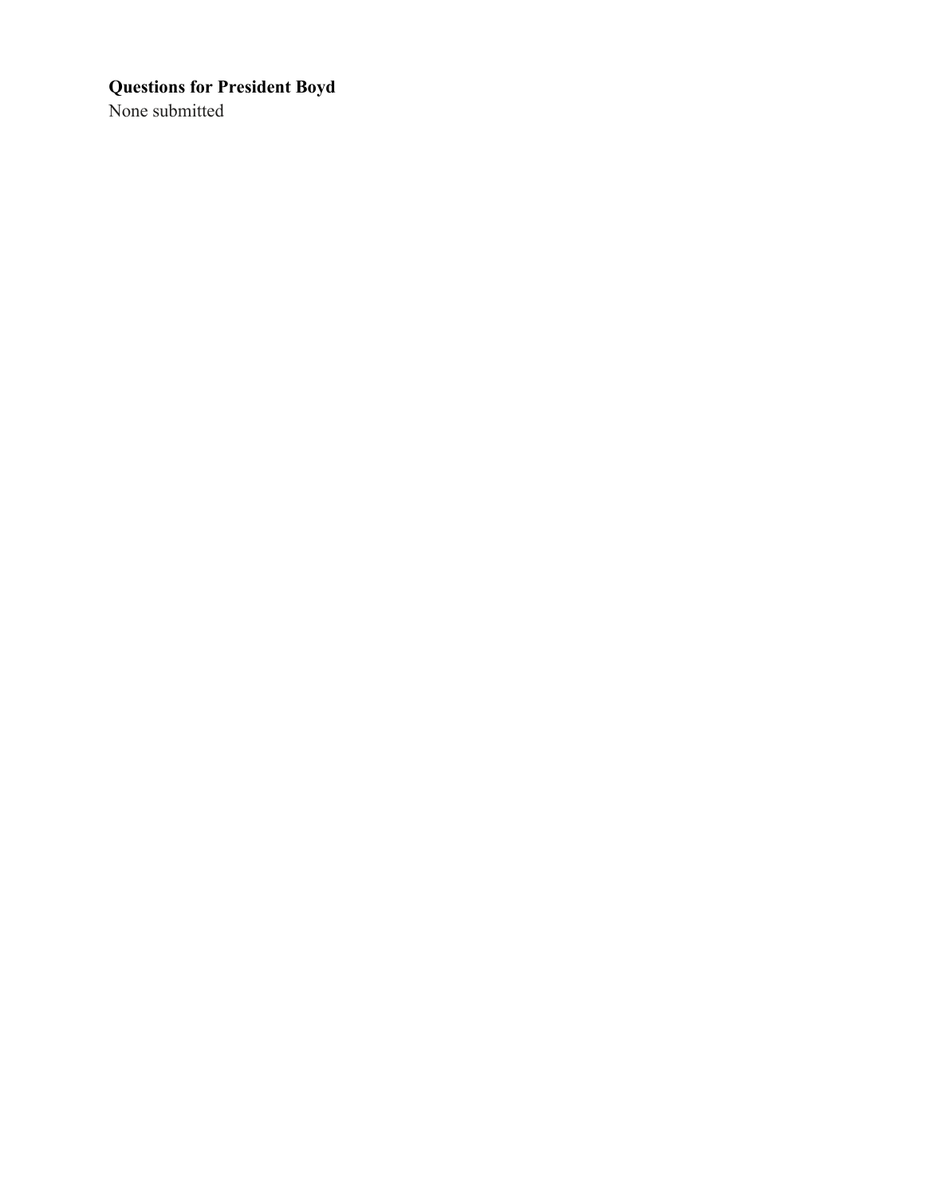**Questions for President Boyd**

None submitted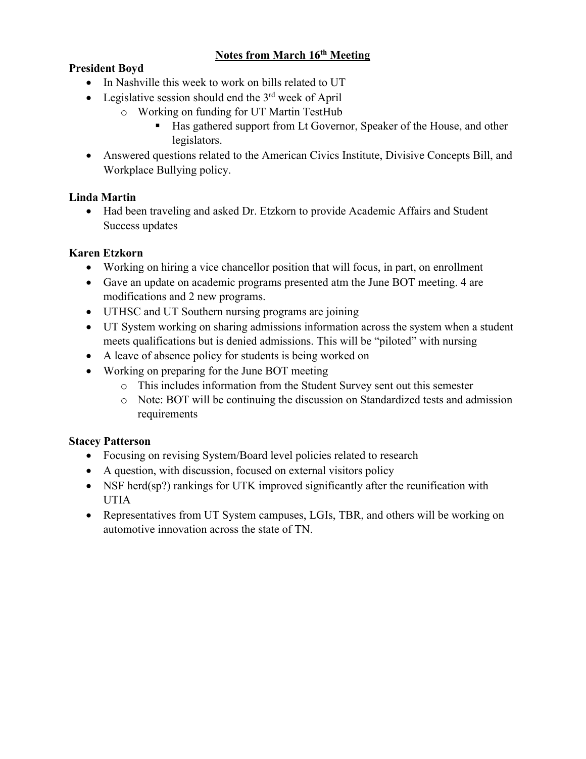## Notes from March 16th Meeting

**President Boyd**

- In Nashville this week to work on bills related to UT
- Legislative session should end the 3rd week of April
  - Working on funding for UT Martin TestHub
    - Has gathered support from Lt Governor, Speaker of the House, and other legislators.
- Answered questions related to the American Civics Institute, Divisive Concepts Bill, and Workplace Bullying policy.

**Linda Martin**

- Had been traveling and asked Dr. Etzkorn to provide Academic Affairs and Student Success updates

**Karen Etzkorn**

- Working on hiring a vice chancellor position that will focus, in part, on enrollment
- Gave an update on academic programs presented atm the June BOT meeting. 4 are modifications and 2 new programs.
- UTHSC and UT Southern nursing programs are joining
- UT System working on sharing admissions information across the system when a student meets qualifications but is denied admissions. This will be "piloted" with nursing
- A leave of absence policy for students is being worked on
- Working on preparing for the June BOT meeting
  - This includes information from the Student Survey sent out this semester
  - Note: BOT will be continuing the discussion on Standardized tests and admission requirements

**Stacey Patterson**

- Focusing on revising System/Board level policies related to research
- A question, with discussion, focused on external visitors policy
- NSF herd(sp?) rankings for UTK improved significantly after the reunification with UTIA
- Representatives from UT System campuses, LGIs, TBR, and others will be working on automotive innovation across the state of TN.